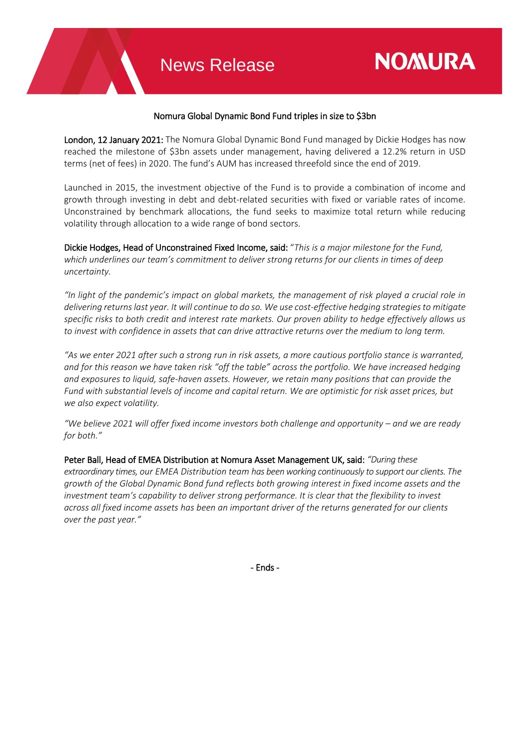# News Release

NOMURA

## Nomura Global Dynamic Bond Fund triples in size to $3bn

**London, 12 January 2021:** The Nomura Global Dynamic Bond Fund managed by Dickie Hodges has now reached the milestone of $3bn assets under management, having delivered a 12.2% return in USD terms (net of fees) in 2020. The fund's AUM has increased threefold since the end of 2019.

Launched in 2015, the investment objective of the Fund is to provide a combination of income and growth through investing in debt and debt-related securities with fixed or variable rates of income. Unconstrained by benchmark allocations, the fund seeks to maximize total return while reducing volatility through allocation to a wide range of bond sectors.

**Dickie Hodges, Head of Unconstrained Fixed Income, said:** "*This is a major milestone for the Fund, which underlines our team's commitment to deliver strong returns for our clients in times of deep uncertainty.*

*"In light of the pandemic's impact on global markets, the management of risk played a crucial role in delivering returns last year. It will continue to do so. We use cost-effective hedging strategies to mitigate specific risks to both credit and interest rate markets. Our proven ability to hedge effectively allows us to invest with confidence in assets that can drive attractive returns over the medium to long term.*

*"As we enter 2021 after such a strong run in risk assets, a more cautious portfolio stance is warranted, and for this reason we have taken risk "off the table" across the portfolio. We have increased hedging and exposures to liquid, safe-haven assets. However, we retain many positions that can provide the Fund with substantial levels of income and capital return. We are optimistic for risk asset prices, but we also expect volatility.*

*"We believe 2021 will offer fixed income investors both challenge and opportunity – and we are ready for both."*

**Peter Ball, Head of EMEA Distribution at Nomura Asset Management UK, said:** *"During these extraordinary times, our EMEA Distribution team has been working continuously to support our clients. The growth of the Global Dynamic Bond fund reflects both growing interest in fixed income assets and the investment team's capability to deliver strong performance. It is clear that the flexibility to invest across all fixed income assets has been an important driver of the returns generated for our clients over the past year."*

- Ends -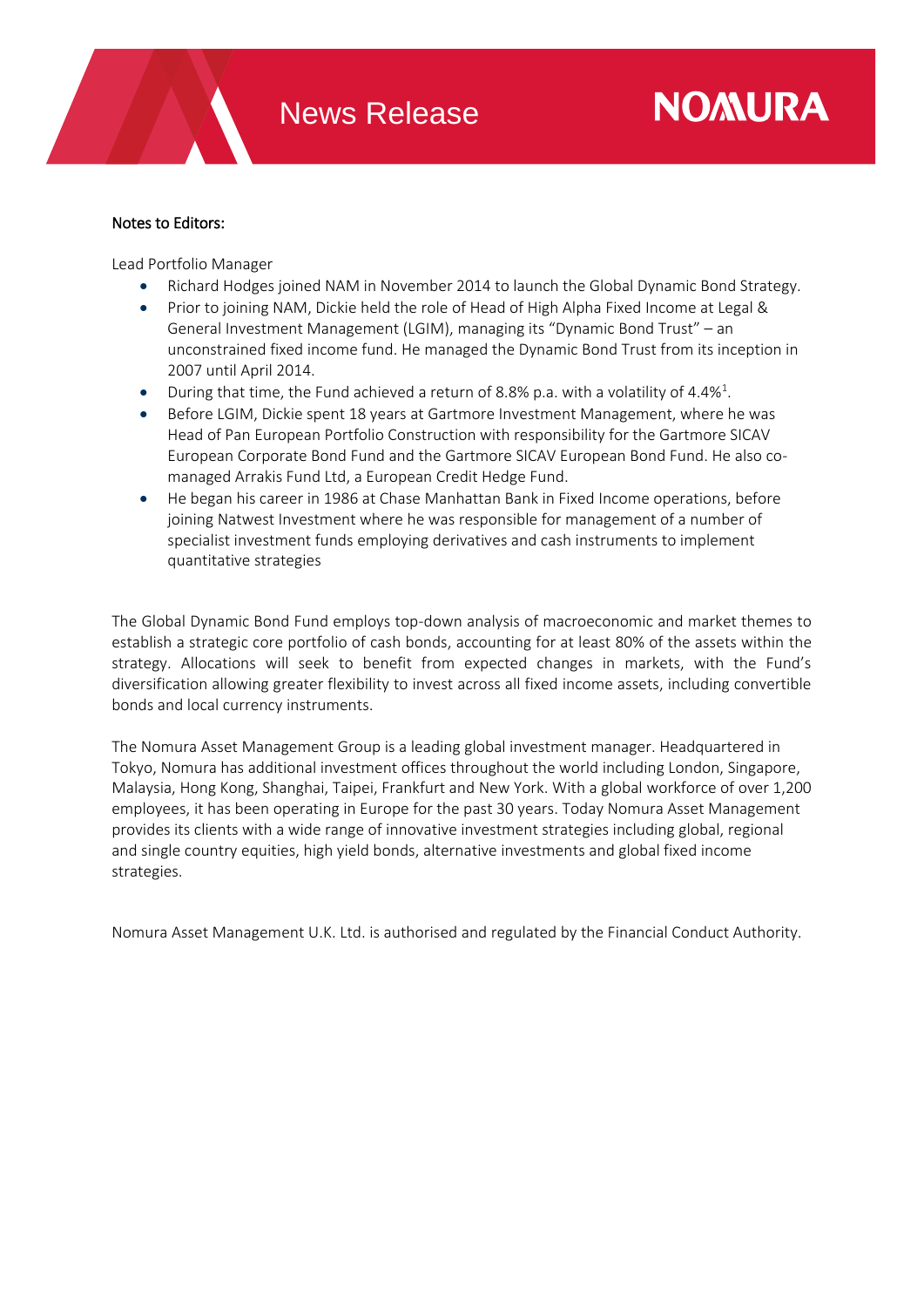Notes to Editors:

Lead Portfolio Manager

- Richard Hodges joined NAM in November 2014 to launch the Global Dynamic Bond Strategy.
- Prior to joining NAM, Dickie held the role of Head of High Alpha Fixed Income at Legal & General Investment Management (LGIM), managing its "Dynamic Bond Trust" – an unconstrained fixed income fund. He managed the Dynamic Bond Trust from its inception in 2007 until April 2014.
- During that time, the Fund achieved a return of 8.8% p.a. with a volatility of 4.4%[1].
- Before LGIM, Dickie spent 18 years at Gartmore Investment Management, where he was Head of Pan European Portfolio Construction with responsibility for the Gartmore SICAV European Corporate Bond Fund and the Gartmore SICAV European Bond Fund. He also co-managed Arrakis Fund Ltd, a European Credit Hedge Fund.
- He began his career in 1986 at Chase Manhattan Bank in Fixed Income operations, before joining Natwest Investment where he was responsible for management of a number of specialist investment funds employing derivatives and cash instruments to implement quantitative strategies

The Global Dynamic Bond Fund employs top-down analysis of macroeconomic and market themes to establish a strategic core portfolio of cash bonds, accounting for at least 80% of the assets within the strategy. Allocations will seek to benefit from expected changes in markets, with the Fund's diversification allowing greater flexibility to invest across all fixed income assets, including convertible bonds and local currency instruments.

The Nomura Asset Management Group is a leading global investment manager. Headquartered in Tokyo, Nomura has additional investment offices throughout the world including London, Singapore, Malaysia, Hong Kong, Shanghai, Taipei, Frankfurt and New York. With a global workforce of over 1,200 employees, it has been operating in Europe for the past 30 years. Today Nomura Asset Management provides its clients with a wide range of innovative investment strategies including global, regional and single country equities, high yield bonds, alternative investments and global fixed income strategies.

Nomura Asset Management U.K. Ltd. is authorised and regulated by the Financial Conduct Authority.